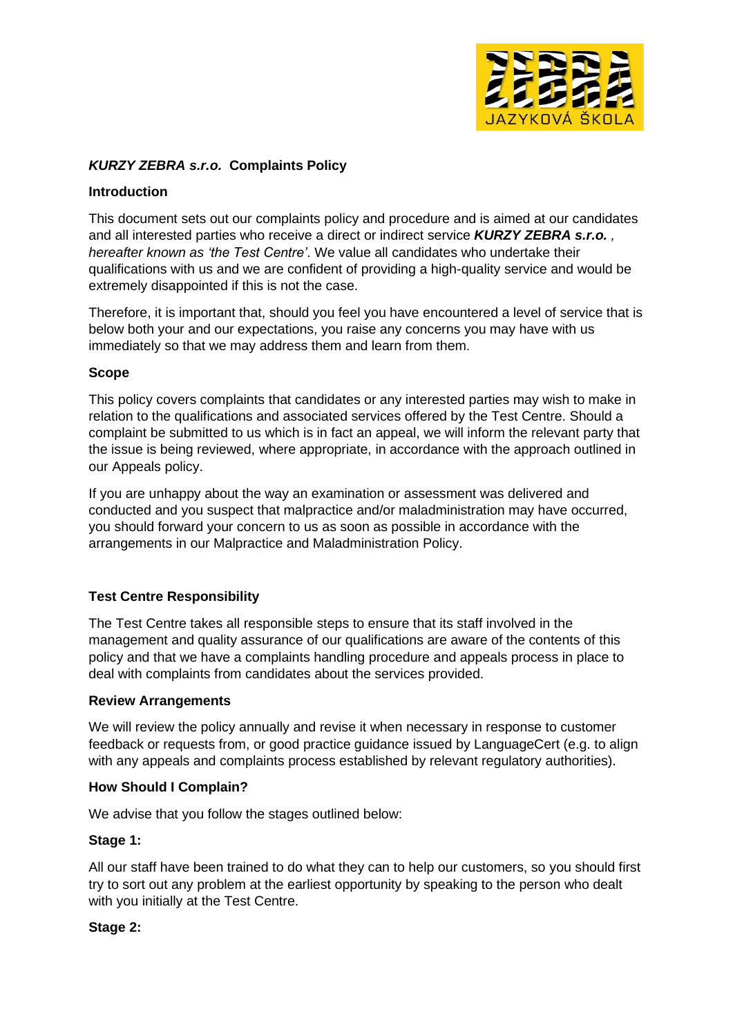***KURZY ZEBRA s.r.o.*** **Complaints Policy**

**Introduction**

This document sets out our complaints policy and procedure and is aimed at our candidates and all interested parties who receive a direct or indirect service ***KURZY ZEBRA s.r.o.*** *, hereafter known as 'the Test Centre'*. We value all candidates who undertake their qualifications with us and we are confident of providing a high-quality service and would be extremely disappointed if this is not the case.

Therefore, it is important that, should you feel you have encountered a level of service that is below both your and our expectations, you raise any concerns you may have with us immediately so that we may address them and learn from them.

**Scope**

This policy covers complaints that candidates or any interested parties may wish to make in relation to the qualifications and associated services offered by the Test Centre. Should a complaint be submitted to us which is in fact an appeal, we will inform the relevant party that the issue is being reviewed, where appropriate, in accordance with the approach outlined in our Appeals policy.

If you are unhappy about the way an examination or assessment was delivered and conducted and you suspect that malpractice and/or maladministration may have occurred, you should forward your concern to us as soon as possible in accordance with the arrangements in our Malpractice and Maladministration Policy.

**Test Centre Responsibility**

The Test Centre takes all responsible steps to ensure that its staff involved in the management and quality assurance of our qualifications are aware of the contents of this policy and that we have a complaints handling procedure and appeals process in place to deal with complaints from candidates about the services provided.

**Review Arrangements**

We will review the policy annually and revise it when necessary in response to customer feedback or requests from, or good practice guidance issued by LanguageCert (e.g. to align with any appeals and complaints process established by relevant regulatory authorities).

**How Should I Complain?**

We advise that you follow the stages outlined below:

**Stage 1:**

All our staff have been trained to do what they can to help our customers, so you should first try to sort out any problem at the earliest opportunity by speaking to the person who dealt with you initially at the Test Centre.

**Stage 2:**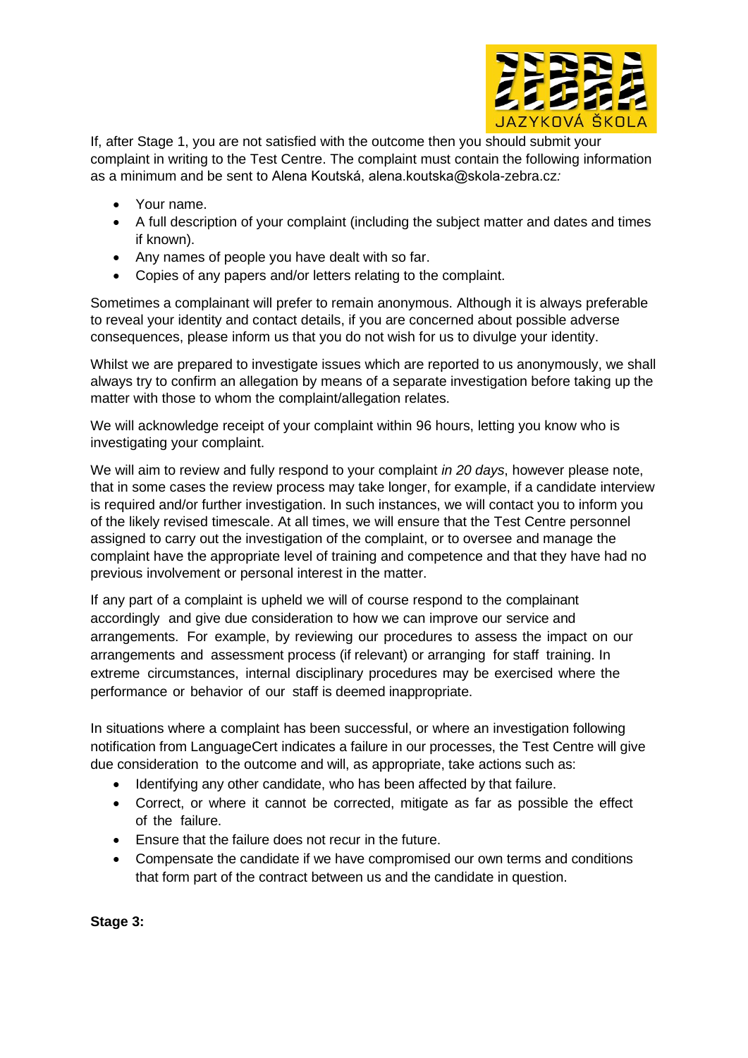If, after Stage 1, you are not satisfied with the outcome then you should submit your complaint in writing to the Test Centre. The complaint must contain the following information as a minimum and be sent to Alena Koutská, alena.koutska@skola-zebra.cz*:*

- Your name.
- A full description of your complaint (including the subject matter and dates and times if known).
- Any names of people you have dealt with so far.
- Copies of any papers and/or letters relating to the complaint.

Sometimes a complainant will prefer to remain anonymous. Although it is always preferable to reveal your identity and contact details, if you are concerned about possible adverse consequences, please inform us that you do not wish for us to divulge your identity.

Whilst we are prepared to investigate issues which are reported to us anonymously, we shall always try to confirm an allegation by means of a separate investigation before taking up the matter with those to whom the complaint/allegation relates.

We will acknowledge receipt of your complaint within 96 hours, letting you know who is investigating your complaint.

We will aim to review and fully respond to your complaint *in 20 days*, however please note, that in some cases the review process may take longer, for example, if a candidate interview is required and/or further investigation. In such instances, we will contact you to inform you of the likely revised timescale. At all times, we will ensure that the Test Centre personnel assigned to carry out the investigation of the complaint, or to oversee and manage the complaint have the appropriate level of training and competence and that they have had no previous involvement or personal interest in the matter.

If any part of a complaint is upheld we will of course respond to the complainant accordingly and give due consideration to how we can improve our service and arrangements. For example, by reviewing our procedures to assess the impact on our arrangements and assessment process (if relevant) or arranging for staff training. In extreme circumstances, internal disciplinary procedures may be exercised where the performance or behavior of our staff is deemed inappropriate.

In situations where a complaint has been successful, or where an investigation following notification from LanguageCert indicates a failure in our processes, the Test Centre will give due consideration to the outcome and will, as appropriate, take actions such as:

- Identifying any other candidate, who has been affected by that failure.
- Correct, or where it cannot be corrected, mitigate as far as possible the effect of the failure.
- Ensure that the failure does not recur in the future.
- Compensate the candidate if we have compromised our own terms and conditions that form part of the contract between us and the candidate in question.

**Stage 3:**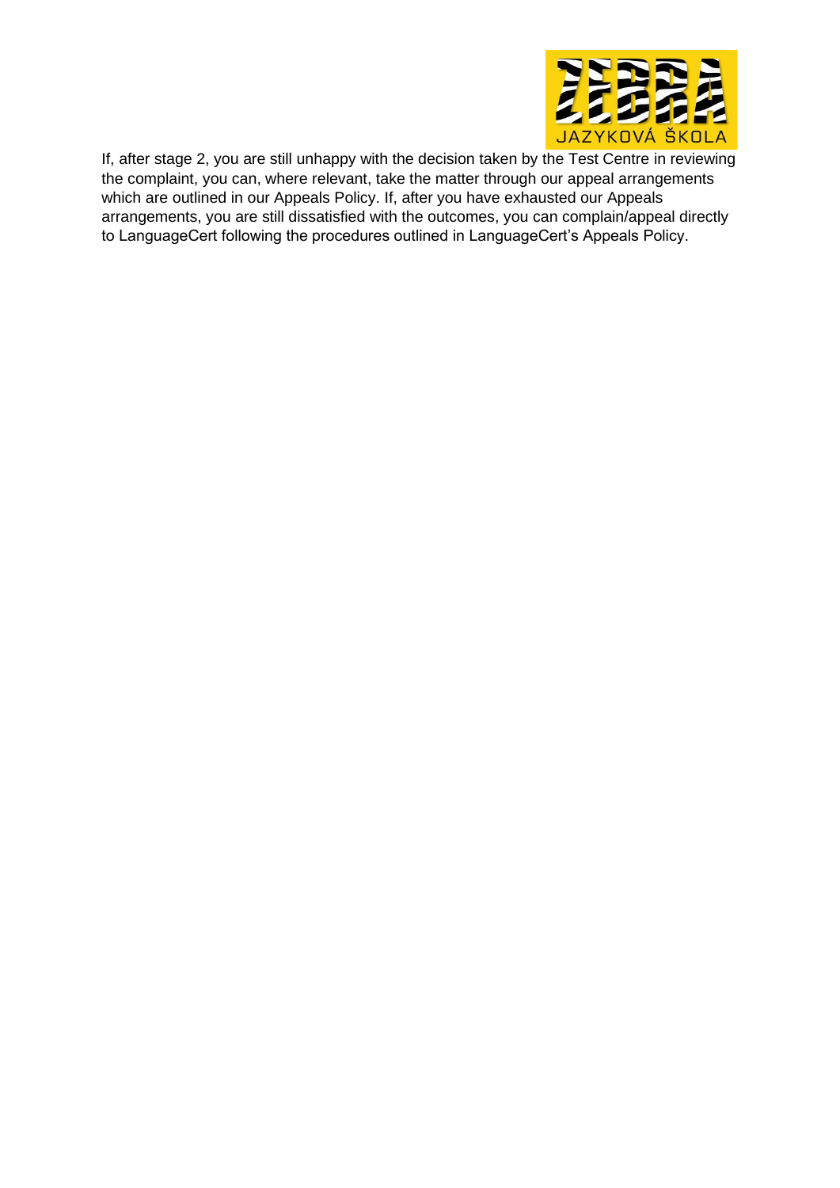If, after stage 2, you are still unhappy with the decision taken by the Test Centre in reviewing the complaint, you can, where relevant, take the matter through our appeal arrangements which are outlined in our Appeals Policy. If, after you have exhausted our Appeals arrangements, you are still dissatisfied with the outcomes, you can complain/appeal directly to LanguageCert following the procedures outlined in LanguageCert's Appeals Policy.